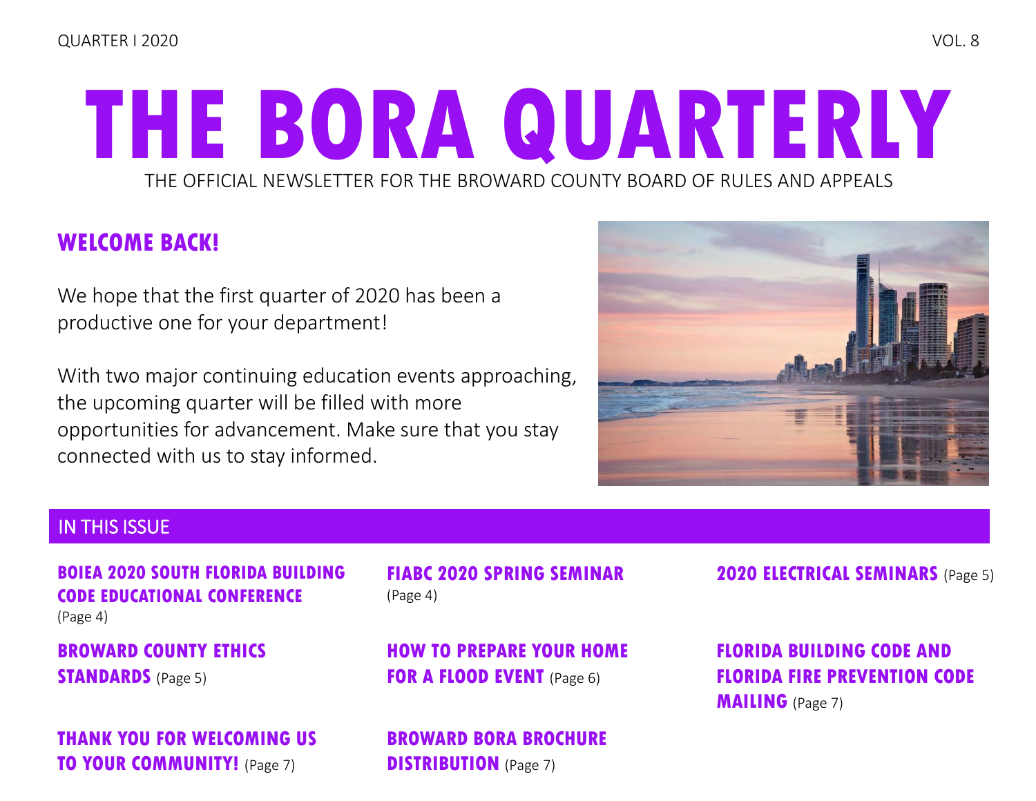QUARTER I 2020 VOL. 8

# THE BORA QUARTERLY

THE OFFICIAL NEWSLETTER FOR THE BROWARD COUNTY BOARD OF RULES AND APPEALS

## WELCOME BACK!

We hope that the first quarter of 2020 has been a productive one for your department!

With two major continuing education events approaching, the upcoming quarter will be filled with more opportunities for advancement. Make sure that you stay connected with us to stay informed.

## IN THIS ISSUE

**BOIEA 2020 SOUTH FLORIDA BUILDING CODE EDUCATIONAL CONFERENCE** (Page 4)

**FIABC 2020 SPRING SEMINAR** (Page 4)

**2020 ELECTRICAL SEMINARS** (Page 5)

**BROWARD COUNTY ETHICS STANDARDS** (Page 5)

**HOW TO PREPARE YOUR HOME FOR A FLOOD EVENT** (Page 6)

**FLORIDA BUILDING CODE AND FLORIDA FIRE PREVENTION CODE MAILING** (Page 7)

**THANK YOU FOR WELCOMING US TO YOUR COMMUNITY!** (Page 7)

**BROWARD BORA BROCHURE DISTRIBUTION** (Page 7)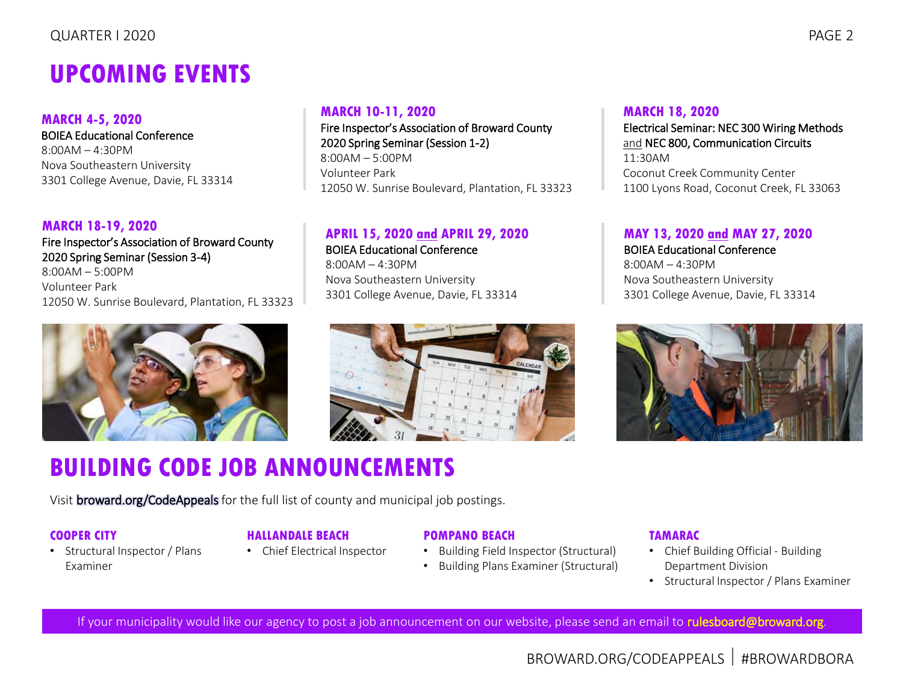# UPCOMING EVENTS

### MARCH 4-5, 2020

BOIEA Educational Conference
8:00AM – 4:30PM
Nova Southeastern University
3301 College Avenue, Davie, FL 33314

### MARCH 10-11, 2020

Fire Inspector's Association of Broward County 2020 Spring Seminar (Session 1-2)
8:00AM – 5:00PM
Volunteer Park
12050 W. Sunrise Boulevard, Plantation, FL 33323

### MARCH 18, 2020

Electrical Seminar: NEC 300 Wiring Methods and NEC 800, Communication Circuits
11:30AM
Coconut Creek Community Center
1100 Lyons Road, Coconut Creek, FL 33063

### MARCH 18-19, 2020

Fire Inspector's Association of Broward County 2020 Spring Seminar (Session 3-4)
8:00AM – 5:00PM
Volunteer Park
12050 W. Sunrise Boulevard, Plantation, FL 33323

### APRIL 15, 2020 and APRIL 29, 2020

BOIEA Educational Conference
8:00AM – 4:30PM
Nova Southeastern University
3301 College Avenue, Davie, FL 33314

### MAY 13, 2020 and MAY 27, 2020

BOIEA Educational Conference
8:00AM – 4:30PM
Nova Southeastern University
3301 College Avenue, Davie, FL 33314

# BUILDING CODE JOB ANNOUNCEMENTS

Visit broward.org/CodeAppeals for the full list of county and municipal job postings.

### COOPER CITY

- Structural Inspector / Plans Examiner

### HALLANDALE BEACH

- Chief Electrical Inspector

### POMPANO BEACH

- Building Field Inspector (Structural)
- Building Plans Examiner (Structural)

### TAMARAC

- Chief Building Official - Building Department Division
- Structural Inspector / Plans Examiner

If your municipality would like our agency to post a job announcement on our website, please send an email to rulesboard@broward.org.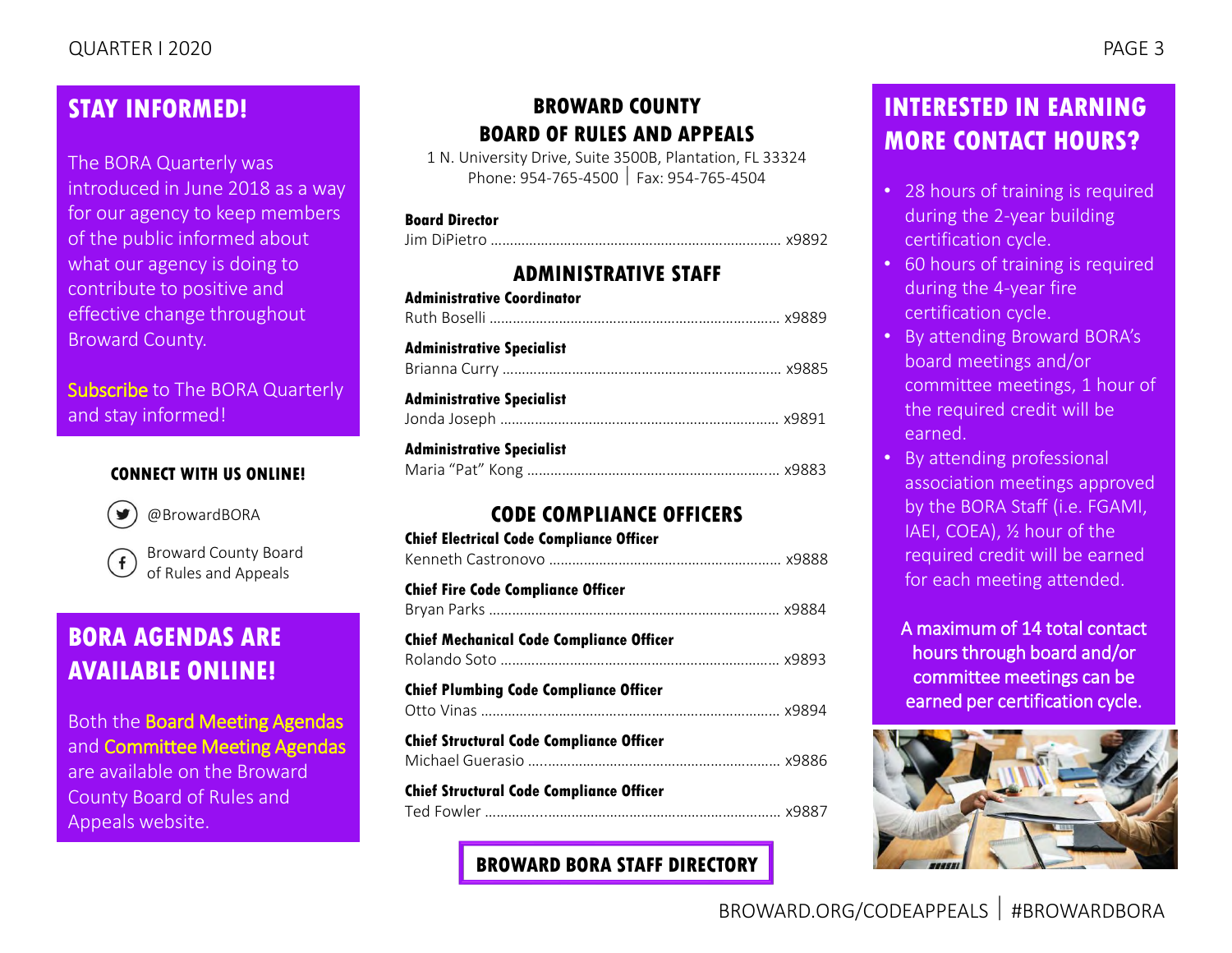## STAY INFORMED!

The BORA Quarterly was introduced in June 2018 as a way for our agency to keep members of the public informed about what our agency is doing to contribute to positive and effective change throughout Broward County.

Subscribe to The BORA Quarterly and stay informed!

**CONNECT WITH US ONLINE!**

@BrowardBORA

Broward County Board of Rules and Appeals

## BORA AGENDAS ARE AVAILABLE ONLINE!

Both the Board Meeting Agendas and Committee Meeting Agendas are available on the Broward County Board of Rules and Appeals website.

## BROWARD COUNTY BOARD OF RULES AND APPEALS

1 N. University Drive, Suite 3500B, Plantation, FL 33324
Phone: 954-765-4500 | Fax: 954-765-4504

**Board Director**
Jim DiPietro ........ x9892

### ADMINISTRATIVE STAFF

**Administrative Coordinator**
Ruth Boselli ........ x9889

**Administrative Specialist**
Brianna Curry ........ x9885

**Administrative Specialist**
Jonda Joseph ........ x9891

**Administrative Specialist**
Maria "Pat" Kong ........ x9883

### CODE COMPLIANCE OFFICERS

**Chief Electrical Code Compliance Officer**
Kenneth Castronovo ........ x9888

**Chief Fire Code Compliance Officer**
Bryan Parks ........ x9884

**Chief Mechanical Code Compliance Officer**
Rolando Soto ........ x9893

**Chief Plumbing Code Compliance Officer**
Otto Vinas ........ x9894

**Chief Structural Code Compliance Officer**
Michael Guerasio ........ x9886

**Chief Structural Code Compliance Officer**
Ted Fowler ........ x9887

**BROWARD BORA STAFF DIRECTORY**

## INTERESTED IN EARNING MORE CONTACT HOURS?

- 28 hours of training is required during the 2-year building certification cycle.
- 60 hours of training is required during the 4-year fire certification cycle.
- By attending Broward BORA's board meetings and/or committee meetings, 1 hour of the required credit will be earned.
- By attending professional association meetings approved by the BORA Staff (i.e. FGAMI, IAEI, COEA), ½ hour of the required credit will be earned for each meeting attended.

A maximum of 14 total contact hours through board and/or committee meetings can be earned per certification cycle.

BROWARD.ORG/CODEAPPEALS | #BROWARDBORA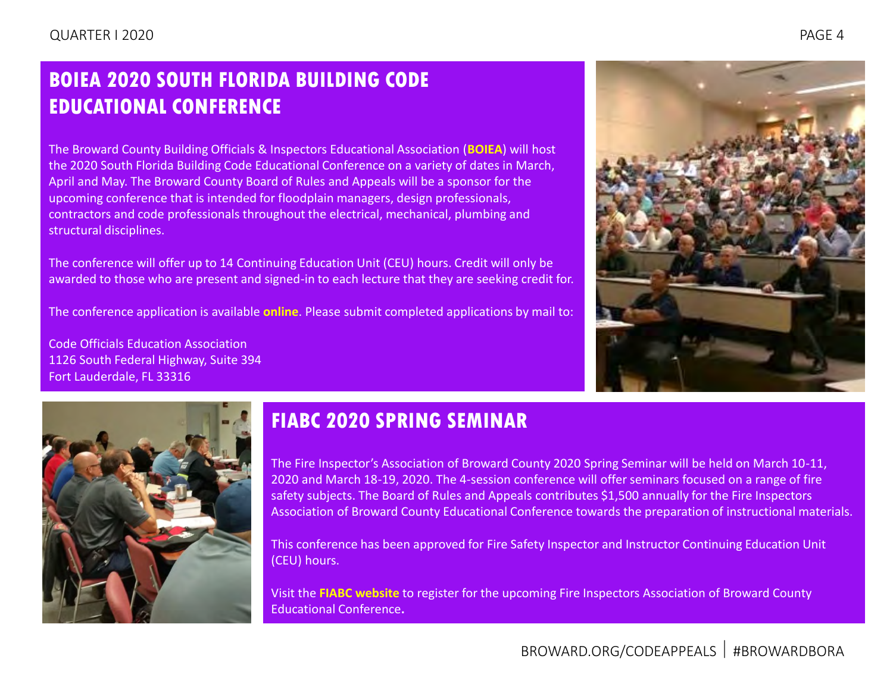## BOIEA 2020 SOUTH FLORIDA BUILDING CODE EDUCATIONAL CONFERENCE

The Broward County Building Officials & Inspectors Educational Association (**BOIEA**) will host the 2020 South Florida Building Code Educational Conference on a variety of dates in March, April and May. The Broward County Board of Rules and Appeals will be a sponsor for the upcoming conference that is intended for floodplain managers, design professionals, contractors and code professionals throughout the electrical, mechanical, plumbing and structural disciplines.

The conference will offer up to 14 Continuing Education Unit (CEU) hours. Credit will only be awarded to those who are present and signed-in to each lecture that they are seeking credit for.

The conference application is available **online**. Please submit completed applications by mail to:

Code Officials Education Association
1126 South Federal Highway, Suite 394
Fort Lauderdale, FL 33316

## FIABC 2020 SPRING SEMINAR

The Fire Inspector's Association of Broward County 2020 Spring Seminar will be held on March 10-11, 2020 and March 18-19, 2020. The 4-session conference will offer seminars focused on a range of fire safety subjects. The Board of Rules and Appeals contributes $1,500 annually for the Fire Inspectors Association of Broward County Educational Conference towards the preparation of instructional materials.

This conference has been approved for Fire Safety Inspector and Instructor Continuing Education Unit (CEU) hours.

Visit the **FIABC website** to register for the upcoming Fire Inspectors Association of Broward County Educational Conference.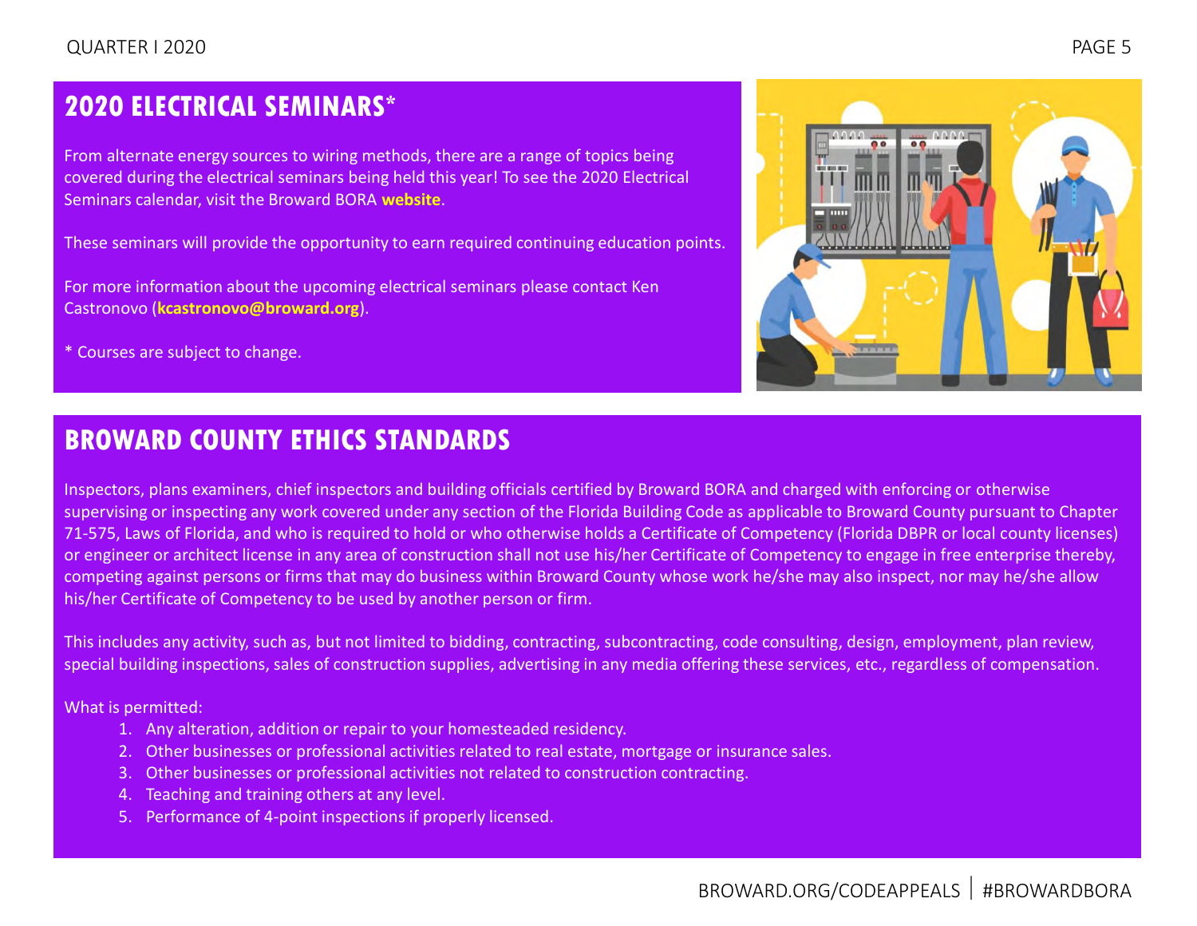## 2020 ELECTRICAL SEMINARS*

From alternate energy sources to wiring methods, there are a range of topics being covered during the electrical seminars being held this year! To see the 2020 Electrical Seminars calendar, visit the Broward BORA **website**.

These seminars will provide the opportunity to earn required continuing education points.

For more information about the upcoming electrical seminars please contact Ken Castronovo (**kcastronovo@broward.org**).

* Courses are subject to change.

## BROWARD COUNTY ETHICS STANDARDS

Inspectors, plans examiners, chief inspectors and building officials certified by Broward BORA and charged with enforcing or otherwise supervising or inspecting any work covered under any section of the Florida Building Code as applicable to Broward County pursuant to Chapter 71-575, Laws of Florida, and who is required to hold or who otherwise holds a Certificate of Competency (Florida DBPR or local county licenses) or engineer or architect license in any area of construction shall not use his/her Certificate of Competency to engage in free enterprise thereby, competing against persons or firms that may do business within Broward County whose work he/she may also inspect, nor may he/she allow his/her Certificate of Competency to be used by another person or firm.

This includes any activity, such as, but not limited to bidding, contracting, subcontracting, code consulting, design, employment, plan review, special building inspections, sales of construction supplies, advertising in any media offering these services, etc., regardless of compensation.

What is permitted:

1. Any alteration, addition or repair to your homesteaded residency.
2. Other businesses or professional activities related to real estate, mortgage or insurance sales.
3. Other businesses or professional activities not related to construction contracting.
4. Teaching and training others at any level.
5. Performance of 4-point inspections if properly licensed.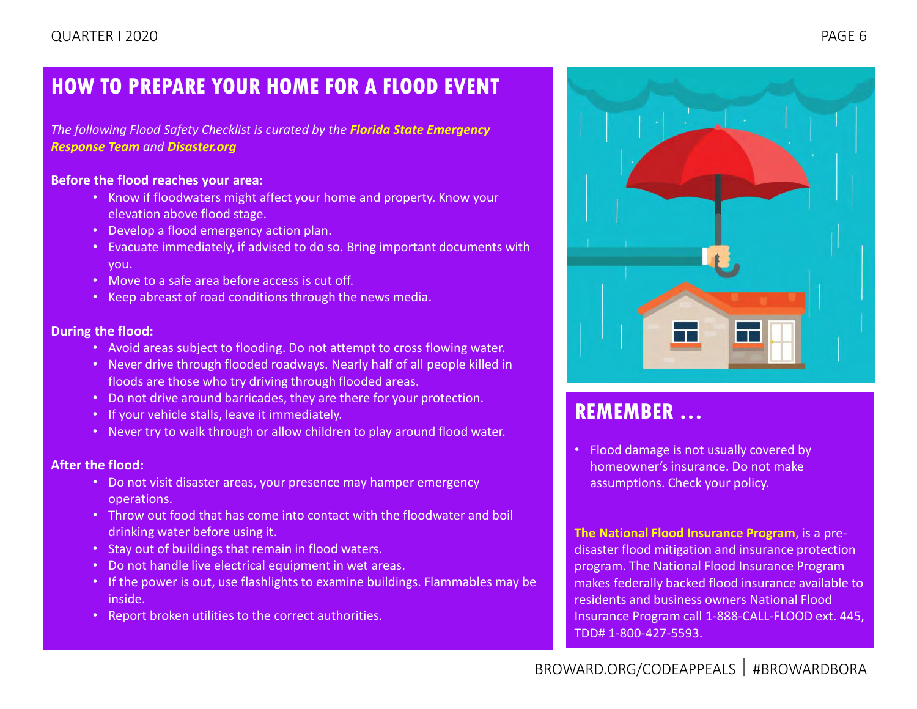## HOW TO PREPARE YOUR HOME FOR A FLOOD EVENT

*The following Flood Safety Checklist is curated by the **Florida State Emergency Response Team** and **Disaster.org***

**Before the flood reaches your area:**

- Know if floodwaters might affect your home and property. Know your elevation above flood stage.
- Develop a flood emergency action plan.
- Evacuate immediately, if advised to do so. Bring important documents with you.
- Move to a safe area before access is cut off.
- Keep abreast of road conditions through the news media.

**During the flood:**

- Avoid areas subject to flooding. Do not attempt to cross flowing water.
- Never drive through flooded roadways. Nearly half of all people killed in floods are those who try driving through flooded areas.
- Do not drive around barricades, they are there for your protection.
- If your vehicle stalls, leave it immediately.
- Never try to walk through or allow children to play around flood water.

**After the flood:**

- Do not visit disaster areas, your presence may hamper emergency operations.
- Throw out food that has come into contact with the floodwater and boil drinking water before using it.
- Stay out of buildings that remain in flood waters.
- Do not handle live electrical equipment in wet areas.
- If the power is out, use flashlights to examine buildings. Flammables may be inside.
- Report broken utilities to the correct authorities.

## REMEMBER ...

- Flood damage is not usually covered by homeowner's insurance. Do not make assumptions. Check your policy.

**The National Flood Insurance Program**, is a pre-disaster flood mitigation and insurance protection program. The National Flood Insurance Program makes federally backed flood insurance available to residents and business owners National Flood Insurance Program call 1-888-CALL-FLOOD ext. 445, TDD# 1-800-427-5593.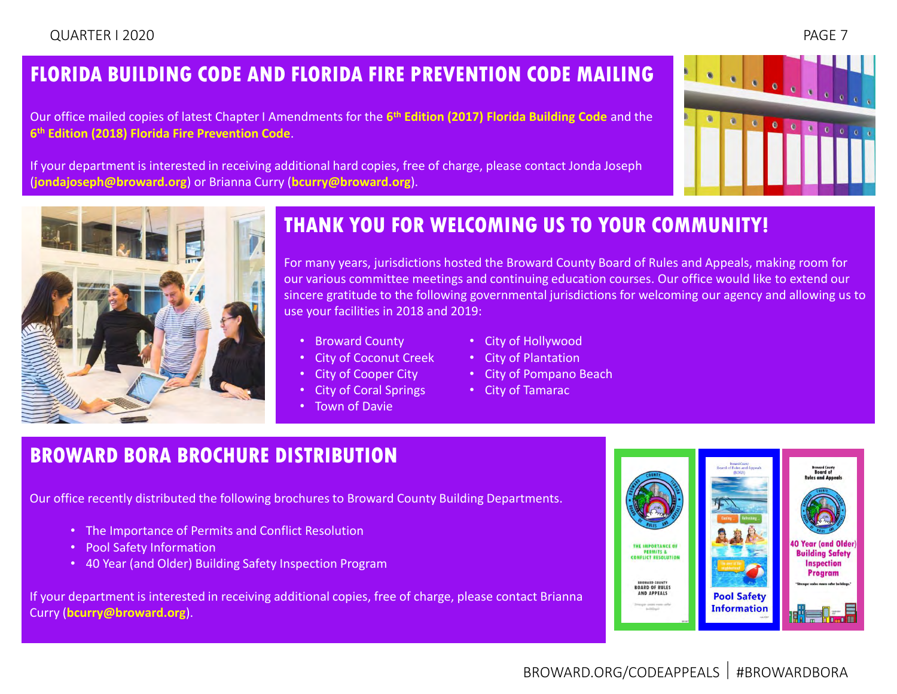## FLORIDA BUILDING CODE AND FLORIDA FIRE PREVENTION CODE MAILING

Our office mailed copies of latest Chapter I Amendments for the **6th Edition (2017) Florida Building Code** and the **6th Edition (2018) Florida Fire Prevention Code**.

If your department is interested in receiving additional hard copies, free of charge, please contact Jonda Joseph (**jondajoseph@broward.org**) or Brianna Curry (**bcurry@broward.org**).

## THANK YOU FOR WELCOMING US TO YOUR COMMUNITY!

For many years, jurisdictions hosted the Broward County Board of Rules and Appeals, making room for our various committee meetings and continuing education courses. Our office would like to extend our sincere gratitude to the following governmental jurisdictions for welcoming our agency and allowing us to use your facilities in 2018 and 2019:

- Broward County
- City of Coconut Creek
- City of Cooper City
- City of Coral Springs
- Town of Davie
- City of Hollywood
- City of Plantation
- City of Pompano Beach
- City of Tamarac

## BROWARD BORA BROCHURE DISTRIBUTION

Our office recently distributed the following brochures to Broward County Building Departments.

- The Importance of Permits and Conflict Resolution
- Pool Safety Information
- 40 Year (and Older) Building Safety Inspection Program

If your department is interested in receiving additional copies, free of charge, please contact Brianna Curry (**bcurry@broward.org**).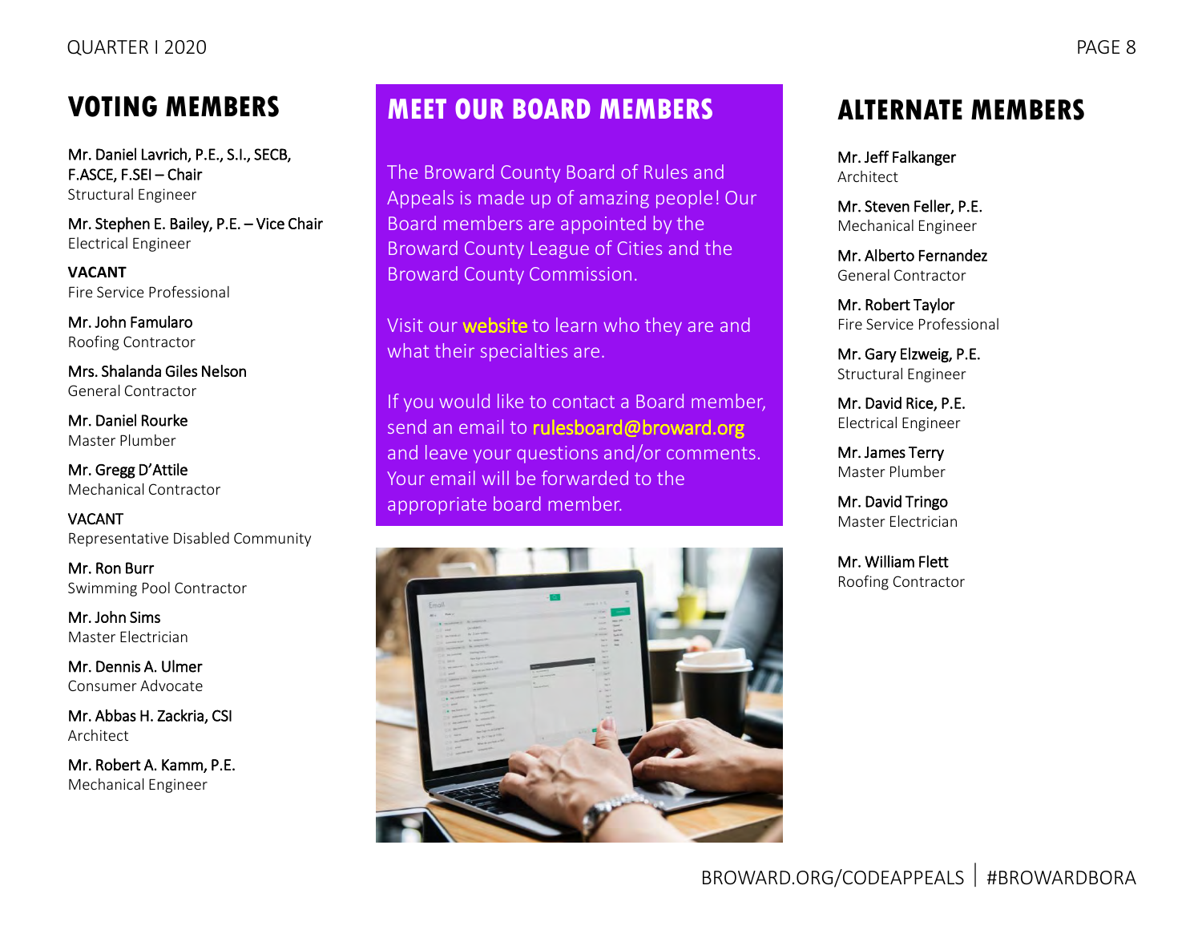## VOTING MEMBERS

**Mr. Daniel Lavrich, P.E., S.I., SECB, F.ASCE, F.SEI – Chair**
Structural Engineer

**Mr. Stephen E. Bailey, P.E. – Vice Chair**
Electrical Engineer

**VACANT**
Fire Service Professional

**Mr. John Famularo**
Roofing Contractor

**Mrs. Shalanda Giles Nelson**
General Contractor

**Mr. Daniel Rourke**
Master Plumber

**Mr. Gregg D'Attile**
Mechanical Contractor

**VACANT**
Representative Disabled Community

**Mr. Ron Burr**
Swimming Pool Contractor

**Mr. John Sims**
Master Electrician

**Mr. Dennis A. Ulmer**
Consumer Advocate

**Mr. Abbas H. Zackria, CSI**
Architect

**Mr. Robert A. Kamm, P.E.**
Mechanical Engineer

## MEET OUR BOARD MEMBERS

The Broward County Board of Rules and Appeals is made up of amazing people! Our Board members are appointed by the Broward County League of Cities and the Broward County Commission.

Visit our website to learn who they are and what their specialties are.

If you would like to contact a Board member, send an email to rulesboard@broward.org and leave your questions and/or comments. Your email will be forwarded to the appropriate board member.

## ALTERNATE MEMBERS

**Mr. Jeff Falkanger**
Architect

**Mr. Steven Feller, P.E.**
Mechanical Engineer

**Mr. Alberto Fernandez**
General Contractor

**Mr. Robert Taylor**
Fire Service Professional

**Mr. Gary Elzweig, P.E.**
Structural Engineer

**Mr. David Rice, P.E.**
Electrical Engineer

**Mr. James Terry**
Master Plumber

**Mr. David Tringo**
Master Electrician

**Mr. William Flett**
Roofing Contractor

BROWARD.ORG/CODEAPPEALS | #BROWARDBORA